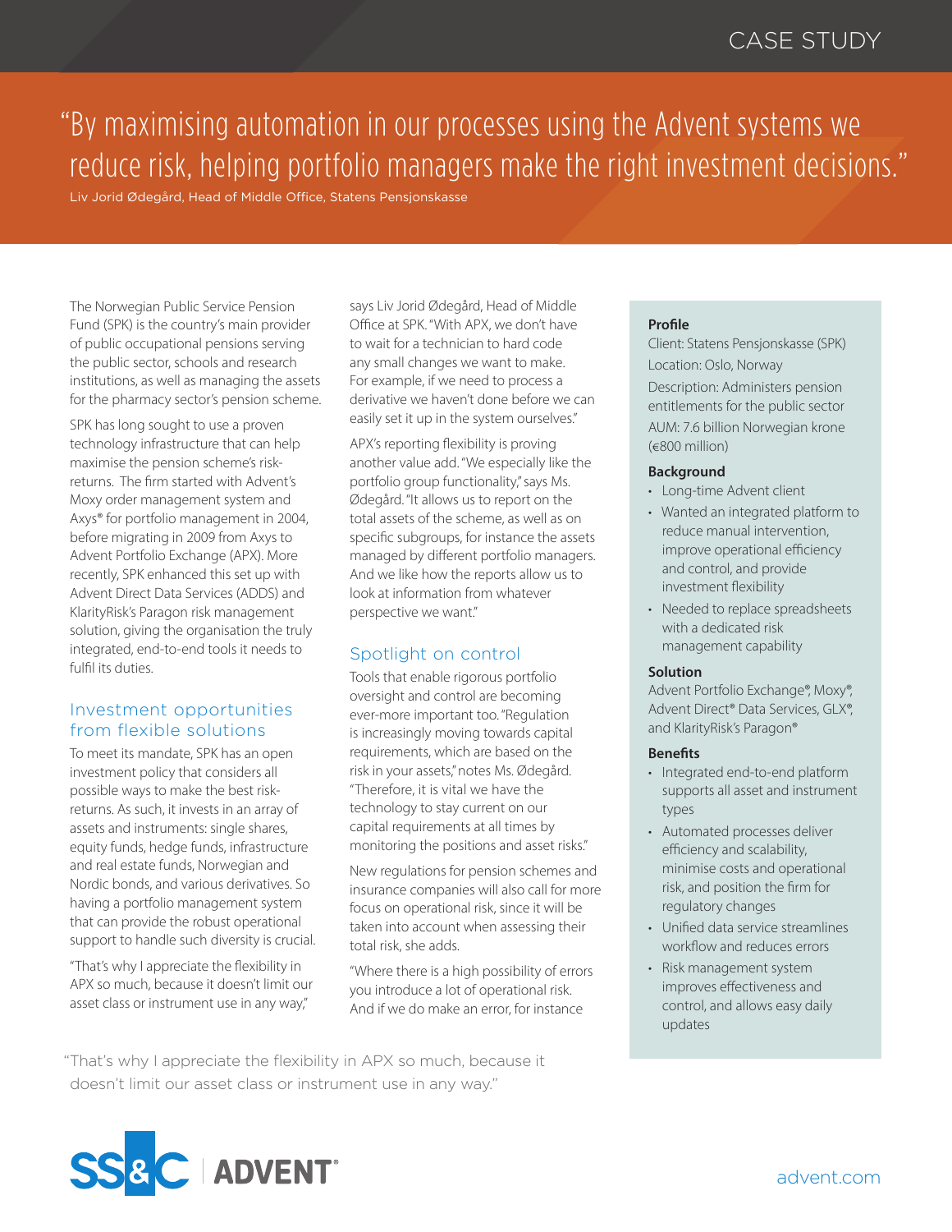CASE STUDY

> "By maximising automation in our processes using the Advent systems we reduce risk, helping portfolio managers make the right investment decisions."

Liv Jorid Ødegård, Head of Middle Office, Statens Pensjonskasse

The Norwegian Public Service Pension Fund (SPK) is the country's main provider of public occupational pensions serving the public sector, schools and research institutions, as well as managing the assets for the pharmacy sector's pension scheme.

SPK has long sought to use a proven technology infrastructure that can help maximise the pension scheme's risk-returns. The firm started with Advent's Moxy order management system and Axys® for portfolio management in 2004, before migrating in 2009 from Axys to Advent Portfolio Exchange (APX). More recently, SPK enhanced this set up with Advent Direct Data Services (ADDS) and KlarityRisk's Paragon risk management solution, giving the organisation the truly integrated, end-to-end tools it needs to fulfil its duties.

## Investment opportunities from flexible solutions

To meet its mandate, SPK has an open investment policy that considers all possible ways to make the best risk-returns. As such, it invests in an array of assets and instruments: single shares, equity funds, hedge funds, infrastructure and real estate funds, Norwegian and Nordic bonds, and various derivatives. So having a portfolio management system that can provide the robust operational support to handle such diversity is crucial.

"That's why I appreciate the flexibility in APX so much, because it doesn't limit our asset class or instrument use in any way," says Liv Jorid Ødegård, Head of Middle Office at SPK. "With APX, we don't have to wait for a technician to hard code any small changes we want to make. For example, if we need to process a derivative we haven't done before we can easily set it up in the system ourselves."

APX's reporting flexibility is proving another value add. "We especially like the portfolio group functionality," says Ms. Ødegård. "It allows us to report on the total assets of the scheme, as well as on specific subgroups, for instance the assets managed by different portfolio managers. And we like how the reports allow us to look at information from whatever perspective we want."

## Spotlight on control

Tools that enable rigorous portfolio oversight and control are becoming ever-more important too. "Regulation is increasingly moving towards capital requirements, which are based on the risk in your assets," notes Ms. Ødegård. "Therefore, it is vital we have the technology to stay current on our capital requirements at all times by monitoring the positions and asset risks."

New regulations for pension schemes and insurance companies will also call for more focus on operational risk, since it will be taken into account when assessing their total risk, she adds.

"Where there is a high possibility of errors you introduce a lot of operational risk. And if we do make an error, for instance

> "That's why I appreciate the flexibility in APX so much, because it doesn't limit our asset class or instrument use in any way."

### Profile

Client: Statens Pensjonskasse (SPK)

Location: Oslo, Norway

Description: Administers pension entitlements for the public sector

AUM: 7.6 billion Norwegian krone (€800 million)

### Background

- Long-time Advent client
- Wanted an integrated platform to reduce manual intervention, improve operational efficiency and control, and provide investment flexibility
- Needed to replace spreadsheets with a dedicated risk management capability

### Solution

Advent Portfolio Exchange®, Moxy®, Advent Direct® Data Services, GLX®, and KlarityRisk's Paragon®

### Benefits

- Integrated end-to-end platform supports all asset and instrument types
- Automated processes deliver efficiency and scalability, minimise costs and operational risk, and position the firm for regulatory changes
- Unified data service streamlines workflow and reduces errors
- Risk management system improves effectiveness and control, and allows easy daily updates

SS&C | ADVENT®

advent.com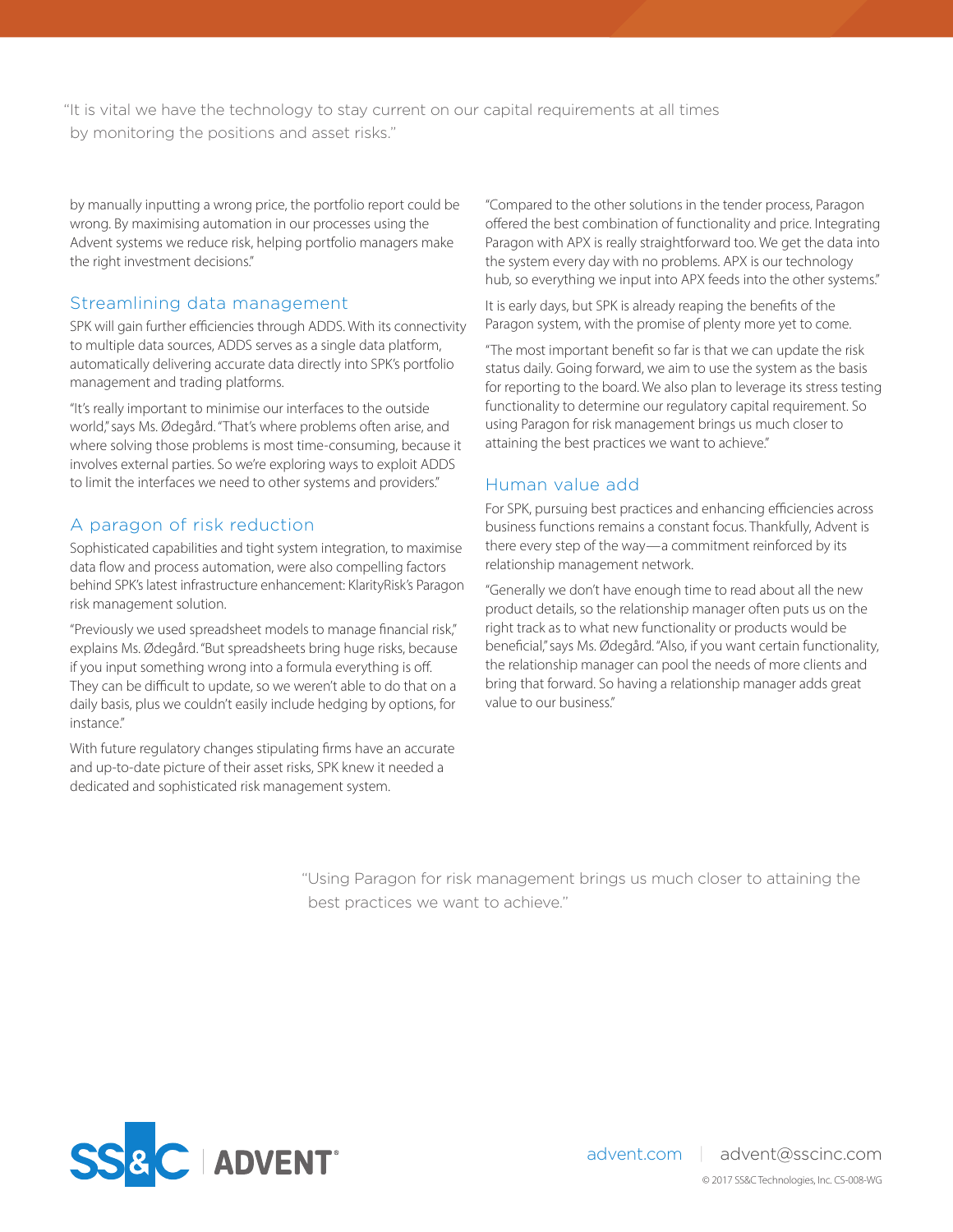"It is vital we have the technology to stay current on our capital requirements at all times by monitoring the positions and asset risks."

by manually inputting a wrong price, the portfolio report could be wrong. By maximising automation in our processes using the Advent systems we reduce risk, helping portfolio managers make the right investment decisions."

## Streamlining data management

SPK will gain further efficiencies through ADDS. With its connectivity to multiple data sources, ADDS serves as a single data platform, automatically delivering accurate data directly into SPK's portfolio management and trading platforms.

"It's really important to minimise our interfaces to the outside world," says Ms. Ødegård. "That's where problems often arise, and where solving those problems is most time-consuming, because it involves external parties. So we're exploring ways to exploit ADDS to limit the interfaces we need to other systems and providers."

## A paragon of risk reduction

Sophisticated capabilities and tight system integration, to maximise data flow and process automation, were also compelling factors behind SPK's latest infrastructure enhancement: KlarityRisk's Paragon risk management solution.

"Previously we used spreadsheet models to manage financial risk," explains Ms. Ødegård. "But spreadsheets bring huge risks, because if you input something wrong into a formula everything is off. They can be difficult to update, so we weren't able to do that on a daily basis, plus we couldn't easily include hedging by options, for instance."

With future regulatory changes stipulating firms have an accurate and up-to-date picture of their asset risks, SPK knew it needed a dedicated and sophisticated risk management system.

"Compared to the other solutions in the tender process, Paragon offered the best combination of functionality and price. Integrating Paragon with APX is really straightforward too. We get the data into the system every day with no problems. APX is our technology hub, so everything we input into APX feeds into the other systems."

It is early days, but SPK is already reaping the benefits of the Paragon system, with the promise of plenty more yet to come.

"The most important benefit so far is that we can update the risk status daily. Going forward, we aim to use the system as the basis for reporting to the board. We also plan to leverage its stress testing functionality to determine our regulatory capital requirement. So using Paragon for risk management brings us much closer to attaining the best practices we want to achieve."

## Human value add

For SPK, pursuing best practices and enhancing efficiencies across business functions remains a constant focus. Thankfully, Advent is there every step of the way—a commitment reinforced by its relationship management network.

"Generally we don't have enough time to read about all the new product details, so the relationship manager often puts us on the right track as to what new functionality or products would be beneficial," says Ms. Ødegård. "Also, if you want certain functionality, the relationship manager can pool the needs of more clients and bring that forward. So having a relationship manager adds great value to our business."

"Using Paragon for risk management brings us much closer to attaining the best practices we want to achieve."

SS&C | ADVENT®

advent.com | advent@sscinc.com

© 2017 SS&C Technologies, Inc. CS-008-WG